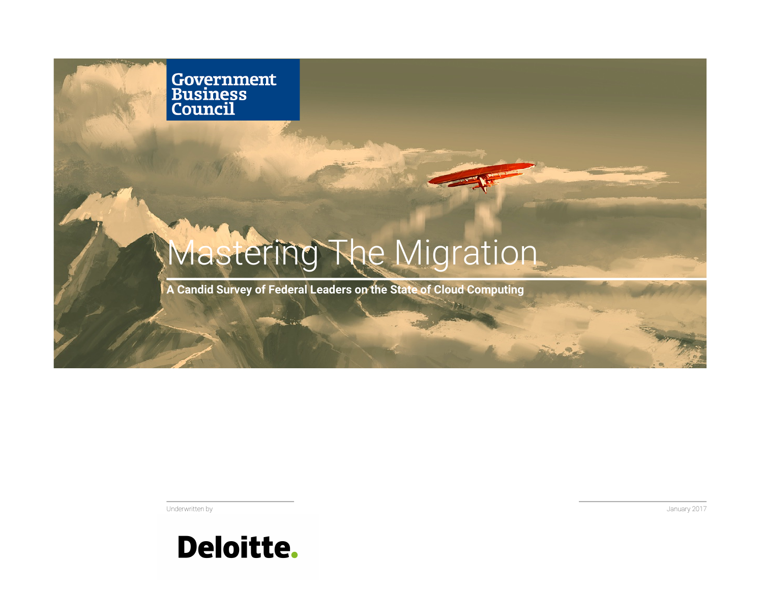Government Business Council

# Mastering The Migration

**A Candid Survey of Federal Leaders on the State of Cloud Computing**

Underwritten by

Deloitte.

January 2017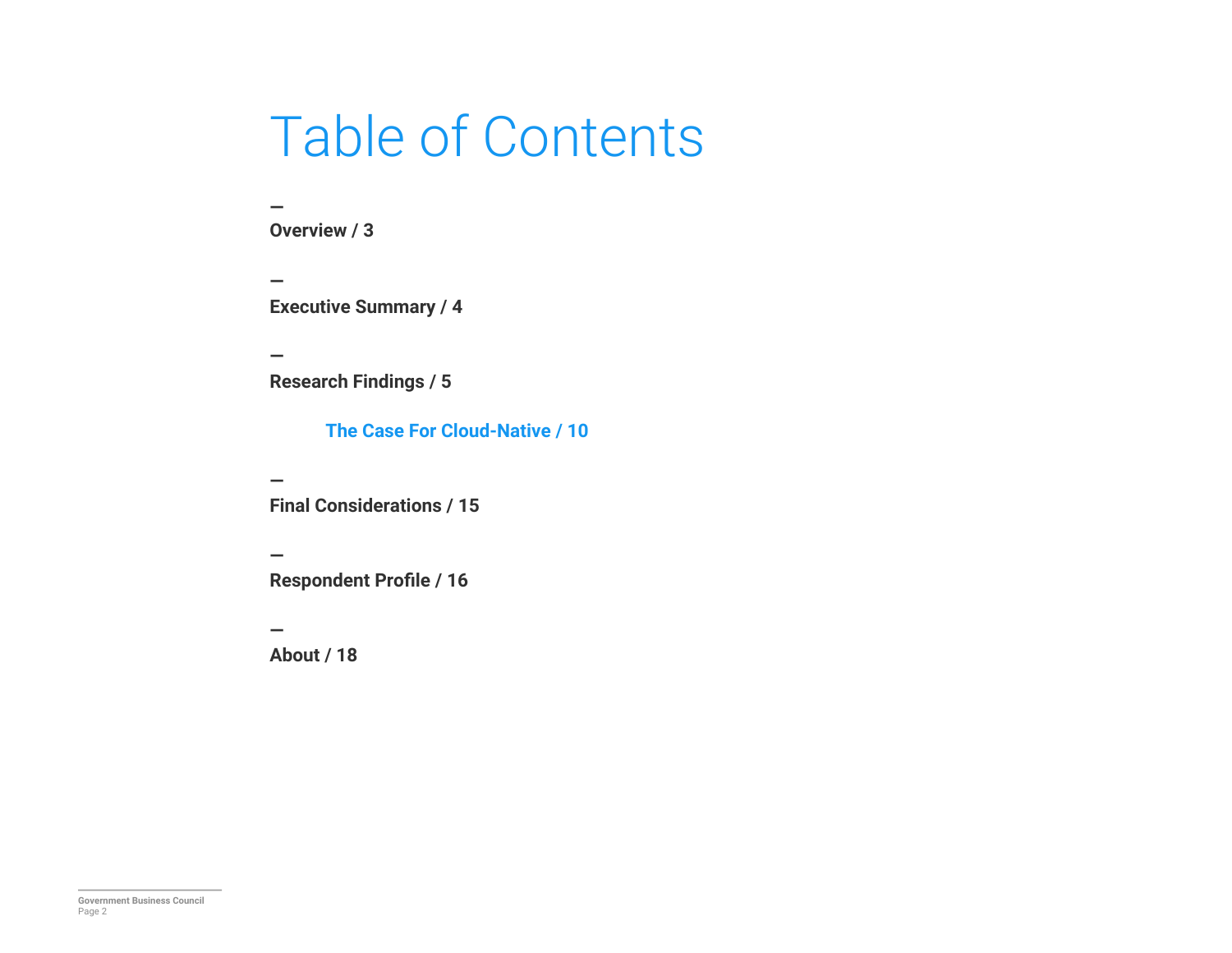# Table of Contents

—

**Overview / 3**

—

**Executive Summary / 4**

—

**Research Findings / 5**

- **The Case For Cloud-Native / 10**

—

**Final Considerations / 15**

—

**Respondent Profile / 16**

—

**About / 18**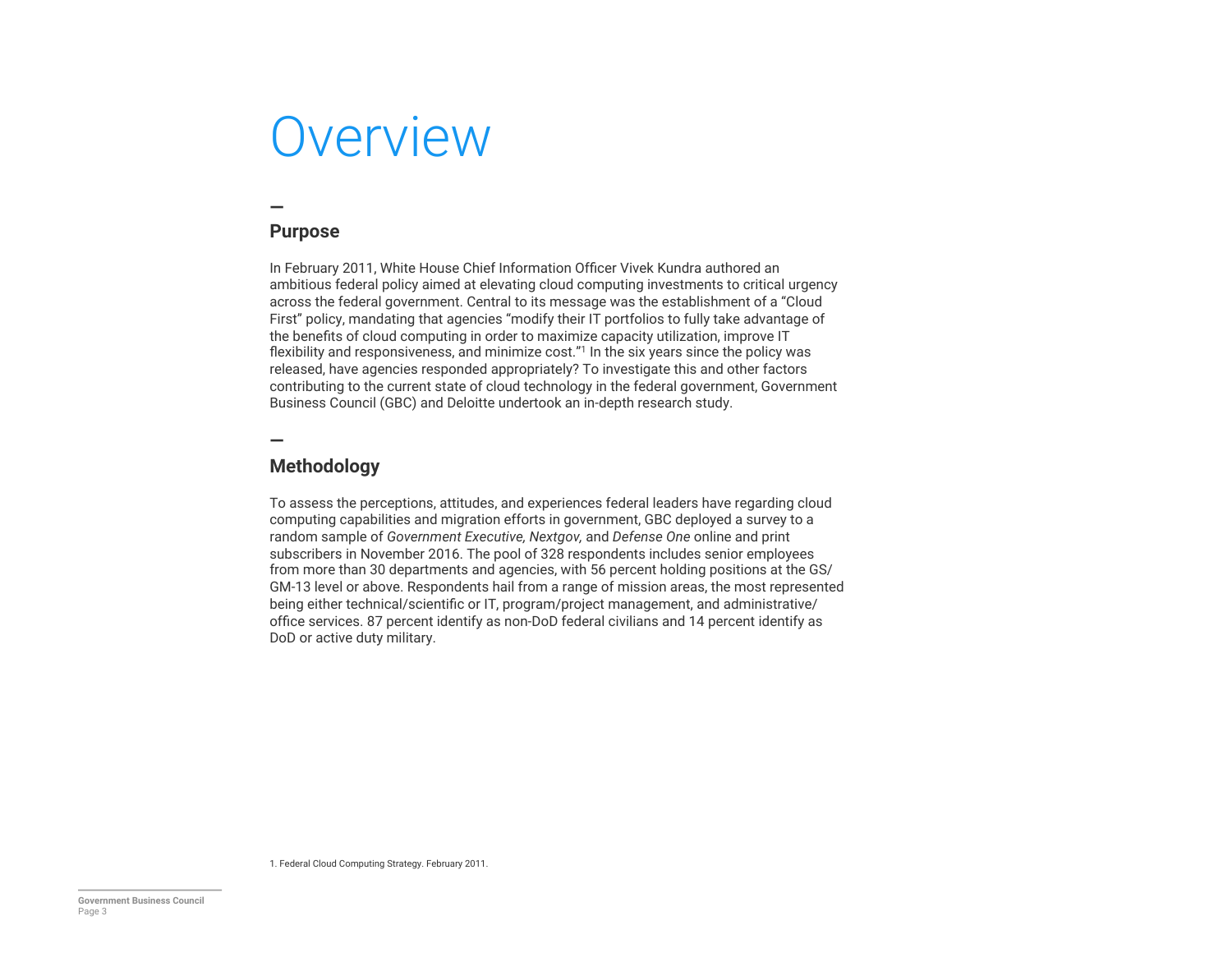# Overview

## Purpose

In February 2011, White House Chief Information Officer Vivek Kundra authored an ambitious federal policy aimed at elevating cloud computing investments to critical urgency across the federal government. Central to its message was the establishment of a "Cloud First" policy, mandating that agencies "modify their IT portfolios to fully take advantage of the benefits of cloud computing in order to maximize capacity utilization, improve IT flexibility and responsiveness, and minimize cost."[1] In the six years since the policy was released, have agencies responded appropriately? To investigate this and other factors contributing to the current state of cloud technology in the federal government, Government Business Council (GBC) and Deloitte undertook an in-depth research study.

## Methodology

To assess the perceptions, attitudes, and experiences federal leaders have regarding cloud computing capabilities and migration efforts in government, GBC deployed a survey to a random sample of *Government Executive, Nextgov,* and *Defense One* online and print subscribers in November 2016. The pool of 328 respondents includes senior employees from more than 30 departments and agencies, with 56 percent holding positions at the GS/GM-13 level or above. Respondents hail from a range of mission areas, the most represented being either technical/scientific or IT, program/project management, and administrative/office services. 87 percent identify as non-DoD federal civilians and 14 percent identify as DoD or active duty military.

1. Federal Cloud Computing Strategy. February 2011.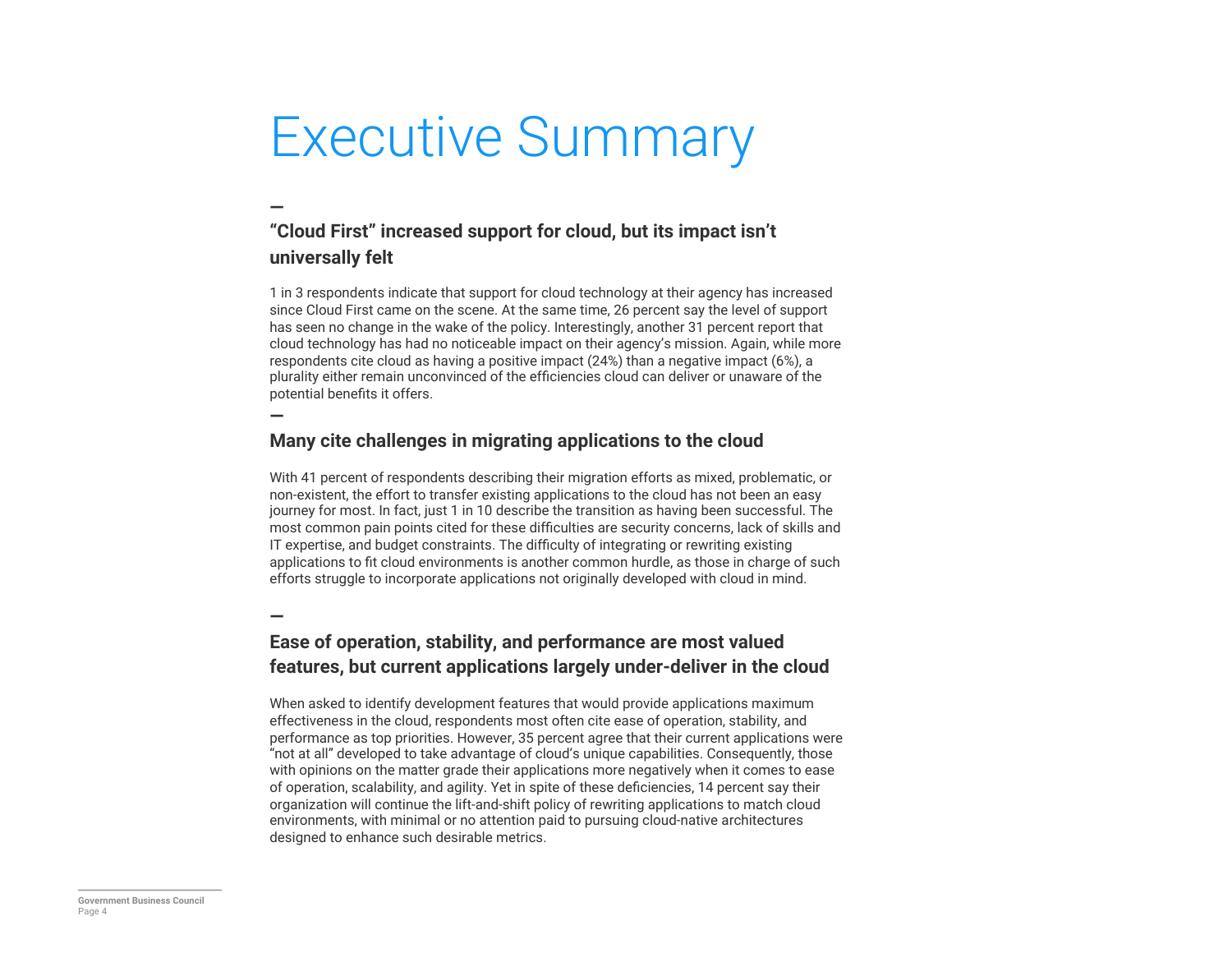# Executive Summary

—

## "Cloud First" increased support for cloud, but its impact isn't universally felt

1 in 3 respondents indicate that support for cloud technology at their agency has increased since Cloud First came on the scene. At the same time, 26 percent say the level of support has seen no change in the wake of the policy. Interestingly, another 31 percent report that cloud technology has had no noticeable impact on their agency's mission. Again, while more respondents cite cloud as having a positive impact (24%) than a negative impact (6%), a plurality either remain unconvinced of the efficiencies cloud can deliver or unaware of the potential benefits it offers.

—

## Many cite challenges in migrating applications to the cloud

With 41 percent of respondents describing their migration efforts as mixed, problematic, or non-existent, the effort to transfer existing applications to the cloud has not been an easy journey for most. In fact, just 1 in 10 describe the transition as having been successful. The most common pain points cited for these difficulties are security concerns, lack of skills and IT expertise, and budget constraints. The difficulty of integrating or rewriting existing applications to fit cloud environments is another common hurdle, as those in charge of such efforts struggle to incorporate applications not originally developed with cloud in mind.

—

## Ease of operation, stability, and performance are most valued features, but current applications largely under-deliver in the cloud

When asked to identify development features that would provide applications maximum effectiveness in the cloud, respondents most often cite ease of operation, stability, and performance as top priorities. However, 35 percent agree that their current applications were "not at all" developed to take advantage of cloud's unique capabilities. Consequently, those with opinions on the matter grade their applications more negatively when it comes to ease of operation, scalability, and agility. Yet in spite of these deficiencies, 14 percent say their organization will continue the lift-and-shift policy of rewriting applications to match cloud environments, with minimal or no attention paid to pursuing cloud-native architectures designed to enhance such desirable metrics.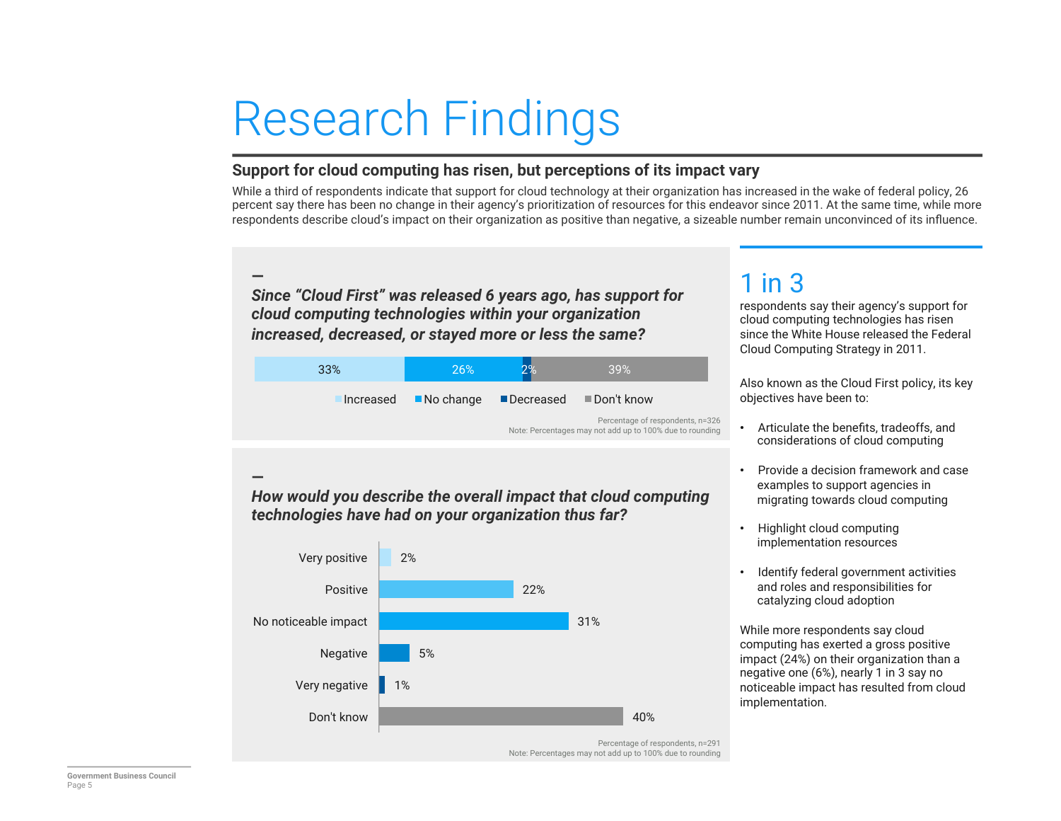# Research Findings

## Support for cloud computing has risen, but perceptions of its impact vary

While a third of respondents indicate that support for cloud technology at their organization has increased in the wake of federal policy, 26 percent say there has been no change in their agency's prioritization of resources for this endeavor since 2011. At the same time, while more respondents describe cloud's impact on their organization as positive than negative, a sizeable number remain unconvinced of its influence.

***Since "Cloud First" was released 6 years ago, has support for cloud computing technologies within your organization increased, decreased, or stayed more or less the same?***

| Response | Percentage |
|---|---|
| Increased | 33% |
| No change | 26% |
| Decreased | 2% |
| Don't know | 39% |

Percentage of respondents, n=326
Note: Percentages may not add up to 100% due to rounding

***How would you describe the overall impact that cloud computing technologies have had on your organization thus far?***

| Response | Percentage |
|---|---|
| Very positive | 2% |
| Positive | 22% |
| No noticeable impact | 31% |
| Negative | 5% |
| Very negative | 1% |
| Don't know | 40% |

Percentage of respondents, n=291
Note: Percentages may not add up to 100% due to rounding

## 1 in 3

respondents say their agency's support for cloud computing technologies has risen since the White House released the Federal Cloud Computing Strategy in 2011.

Also known as the Cloud First policy, its key objectives have been to:

- Articulate the benefits, tradeoffs, and considerations of cloud computing
- Provide a decision framework and case examples to support agencies in migrating towards cloud computing
- Highlight cloud computing implementation resources
- Identify federal government activities and roles and responsibilities for catalyzing cloud adoption

While more respondents say cloud computing has exerted a gross positive impact (24%) on their organization than a negative one (6%), nearly 1 in 3 say no noticeable impact has resulted from cloud implementation.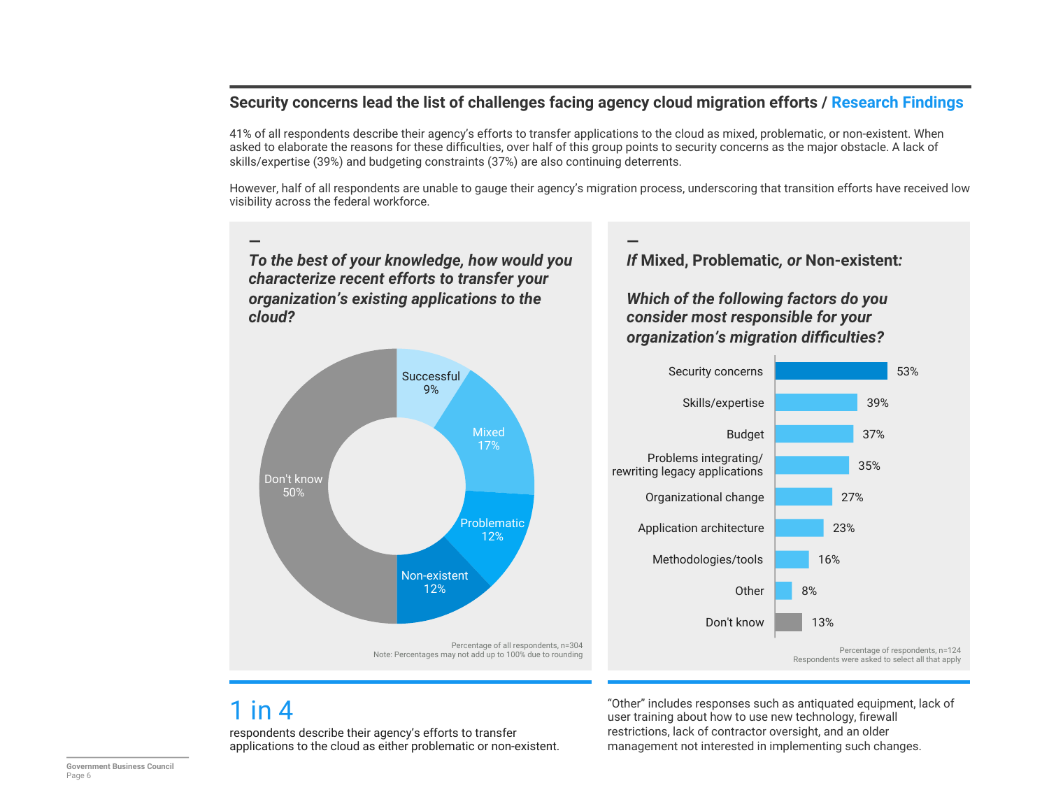## Security concerns lead the list of challenges facing agency cloud migration efforts / Research Findings

41% of all respondents describe their agency's efforts to transfer applications to the cloud as mixed, problematic, or non-existent. When asked to elaborate the reasons for these difficulties, over half of this group points to security concerns as the major obstacle. A lack of skills/expertise (39%) and budgeting constraints (37%) are also continuing deterrents.

However, half of all respondents are unable to gauge their agency's migration process, underscoring that transition efforts have received low visibility across the federal workforce.

### *To the best of your knowledge, how would you characterize recent efforts to transfer your organization's existing applications to the cloud?*

| Response | Percentage |
|---|---|
| Successful | 9% |
| Mixed | 17% |
| Problematic | 12% |
| Non-existent | 12% |
| Don't know | 50% |

Percentage of all respondents, n=304
Note: Percentages may not add up to 100% due to rounding

### *If **Mixed, Problematic,** or **Non-existent:***

### *Which of the following factors do you consider most responsible for your organization's migration difficulties?*

| Factor | Percentage |
|---|---|
| Security concerns | 53% |
| Skills/expertise | 39% |
| Budget | 37% |
| Problems integrating/rewriting legacy applications | 35% |
| Organizational change | 27% |
| Application architecture | 23% |
| Methodologies/tools | 16% |
| Other | 8% |
| Don't know | 13% |

Percentage of respondents, n=124
Respondents were asked to select all that apply

**1 in 4**

respondents describe their agency's efforts to transfer applications to the cloud as either problematic or non-existent.

"Other" includes responses such as antiquated equipment, lack of user training about how to use new technology, firewall restrictions, lack of contractor oversight, and an older management not interested in implementing such changes.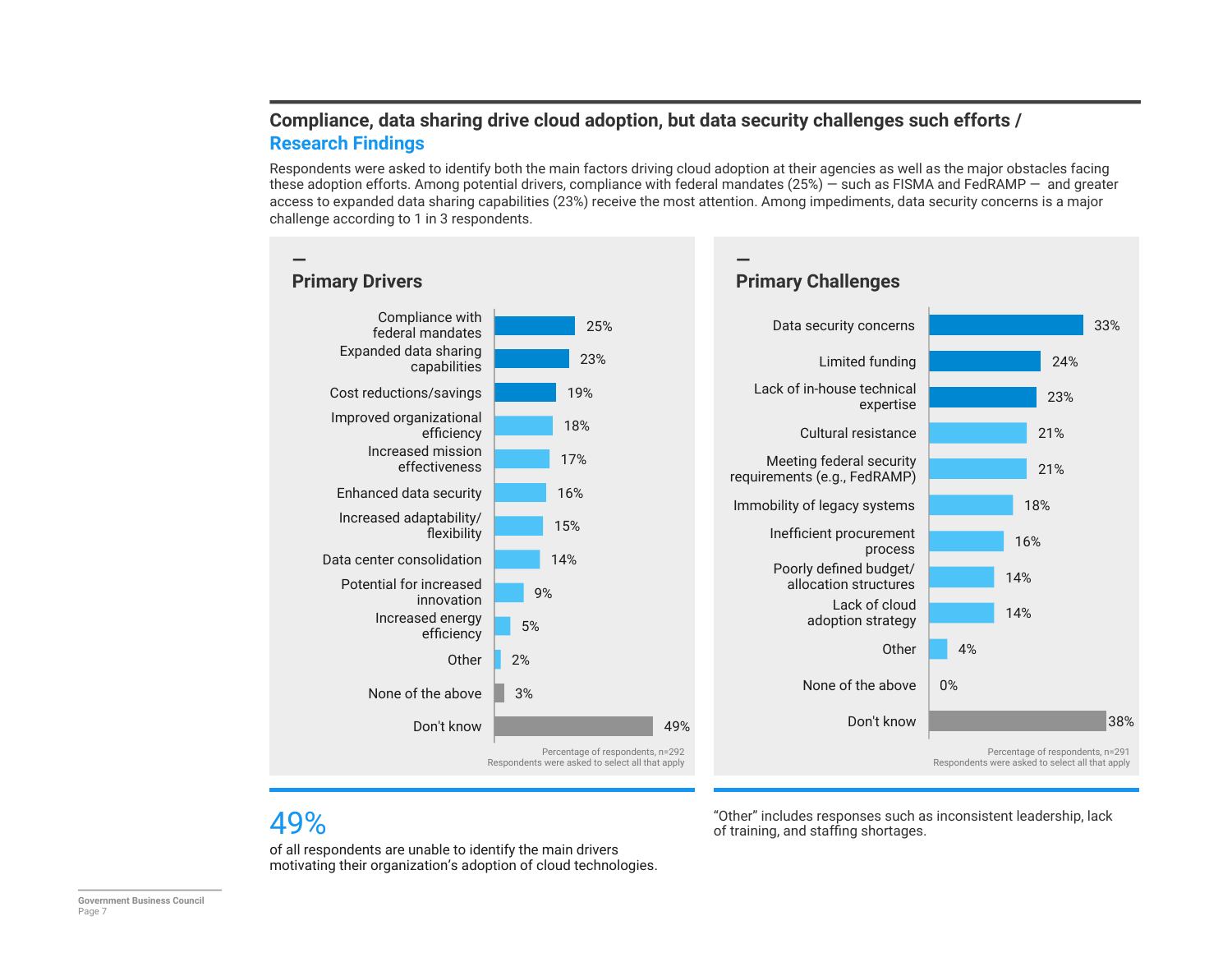## Compliance, data sharing drive cloud adoption, but data security challenges such efforts / Research Findings

Respondents were asked to identify both the main factors driving cloud adoption at their agencies as well as the major obstacles facing these adoption efforts. Among potential drivers, compliance with federal mandates (25%) — such as FISMA and FedRAMP — and greater access to expanded data sharing capabilities (23%) receive the most attention. Among impediments, data security concerns is a major challenge according to 1 in 3 respondents.

### Primary Drivers

| Driver | Percentage |
| --- | --- |
| Compliance with federal mandates | 25% |
| Expanded data sharing capabilities | 23% |
| Cost reductions/savings | 19% |
| Improved organizational efficiency | 18% |
| Increased mission effectiveness | 17% |
| Enhanced data security | 16% |
| Increased adaptability/ flexibility | 15% |
| Data center consolidation | 14% |
| Potential for increased innovation | 9% |
| Increased energy efficiency | 5% |
| Other | 2% |
| None of the above | 3% |
| Don't know | 49% |

Percentage of respondents, n=292
Respondents were asked to select all that apply

### Primary Challenges

| Challenge | Percentage |
| --- | --- |
| Data security concerns | 33% |
| Limited funding | 24% |
| Lack of in-house technical expertise | 23% |
| Cultural resistance | 21% |
| Meeting federal security requirements (e.g., FedRAMP) | 21% |
| Immobility of legacy systems | 18% |
| Inefficient procurement process | 16% |
| Poorly defined budget/ allocation structures | 14% |
| Lack of cloud adoption strategy | 14% |
| Other | 4% |
| None of the above | 0% |
| Don't know | 38% |

Percentage of respondents, n=291
Respondents were asked to select all that apply

**49%**
of all respondents are unable to identify the main drivers motivating their organization's adoption of cloud technologies.

"Other" includes responses such as inconsistent leadership, lack of training, and staffing shortages.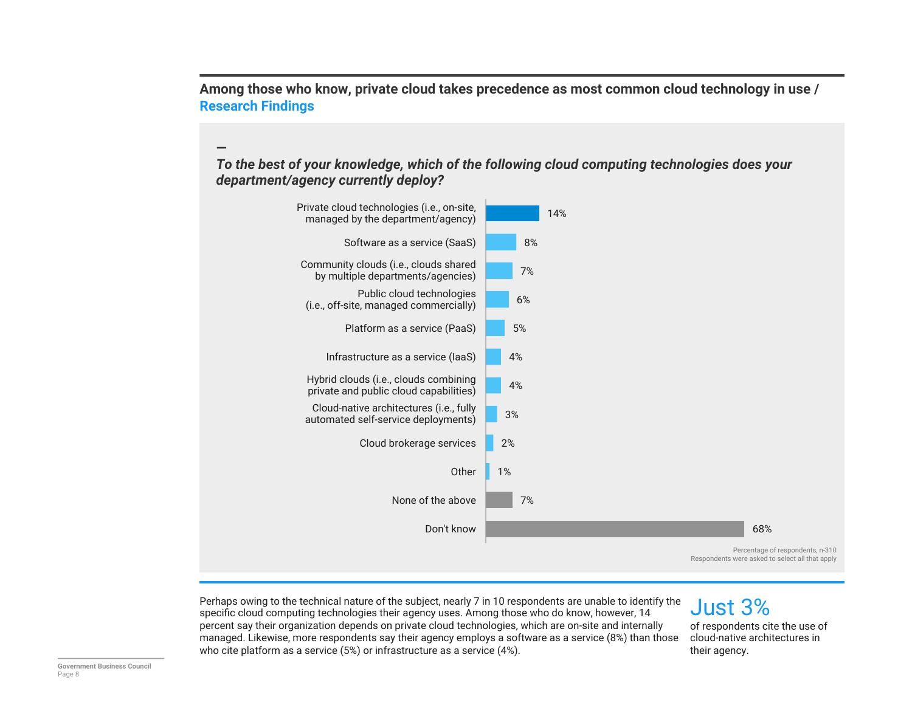## Among those who know, private cloud takes precedence as most common cloud technology in use / Research Findings

—

***To the best of your knowledge, which of the following cloud computing technologies does your department/agency currently deploy?***

| Technology | Percentage |
|---|---|
| Private cloud technologies (i.e., on-site, managed by the department/agency) | 14% |
| Software as a service (SaaS) | 8% |
| Community clouds (i.e., clouds shared by multiple departments/agencies) | 7% |
| Public cloud technologies (i.e., off-site, managed commercially) | 6% |
| Platform as a service (PaaS) | 5% |
| Infrastructure as a service (IaaS) | 4% |
| Hybrid clouds (i.e., clouds combining private and public cloud capabilities) | 4% |
| Cloud-native architectures (i.e., fully automated self-service deployments) | 3% |
| Cloud brokerage services | 2% |
| Other | 1% |
| None of the above | 7% |
| Don't know | 68% |

Percentage of respondents, n-310
Respondents were asked to select all that apply

Perhaps owing to the technical nature of the subject, nearly 7 in 10 respondents are unable to identify the specific cloud computing technologies their agency uses. Among those who do know, however, 14 percent say their organization depends on private cloud technologies, which are on-site and internally managed. Likewise, more respondents say their agency employs a software as a service (8%) than those who cite platform as a service (5%) or infrastructure as a service (4%).

**Just 3%**

of respondents cite the use of cloud-native architectures in their agency.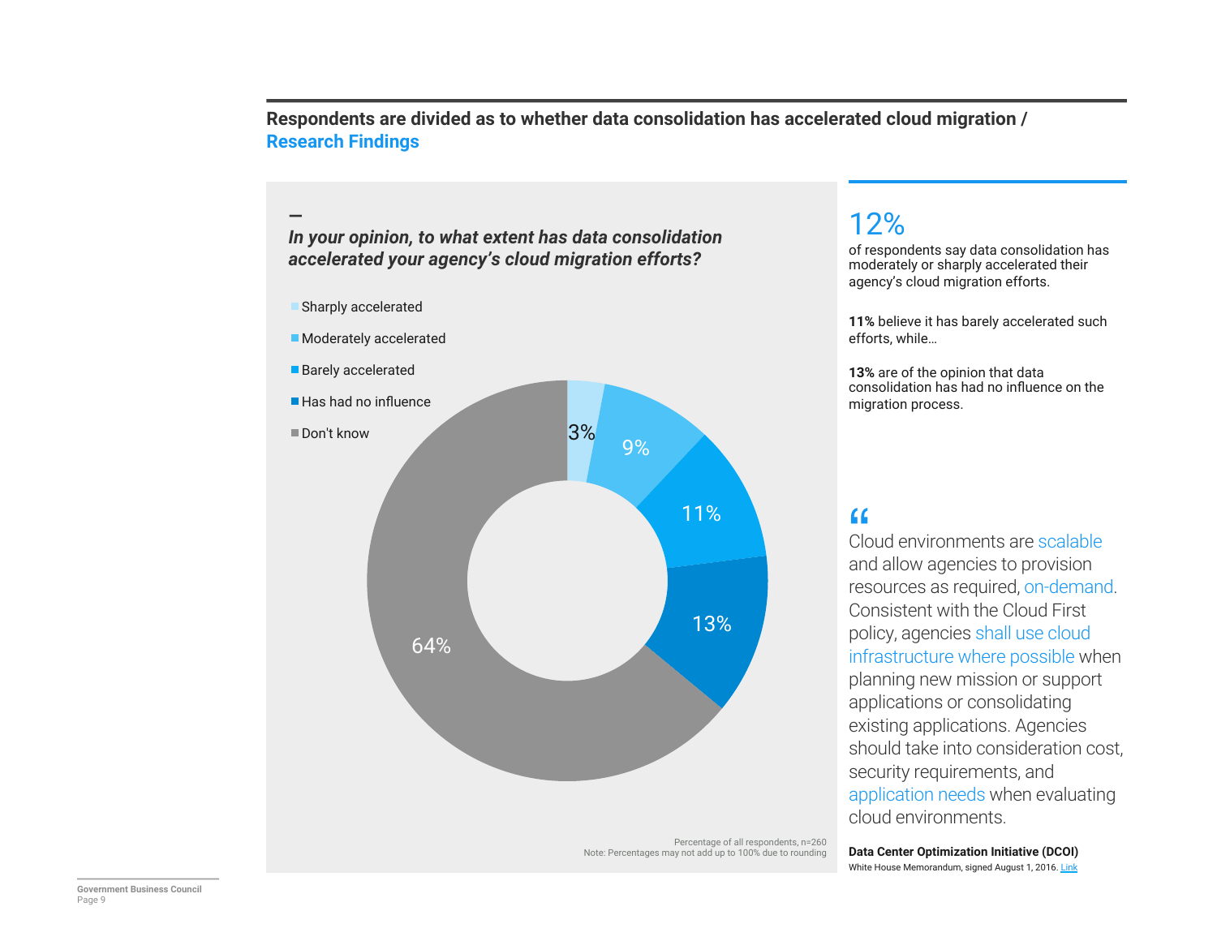## Respondents are divided as to whether data consolidation has accelerated cloud migration / Research Findings

*In your opinion, to what extent has data consolidation accelerated your agency's cloud migration efforts?*

| Response | Percentage |
| --- | --- |
| Sharply accelerated | 3% |
| Moderately accelerated | 9% |
| Barely accelerated | 11% |
| Has had no influence | 13% |
| Don't know | 64% |

Percentage of all respondents, n=260
Note: Percentages may not add up to 100% due to rounding

### 12%

of respondents say data consolidation has moderately or sharply accelerated their agency's cloud migration efforts.

**11%** believe it has barely accelerated such efforts, while…

**13%** are of the opinion that data consolidation has had no influence on the migration process.

> "Cloud environments are scalable and allow agencies to provision resources as required, on-demand. Consistent with the Cloud First policy, agencies shall use cloud infrastructure where possible when planning new mission or support applications or consolidating existing applications. Agencies should take into consideration cost, security requirements, and application needs when evaluating cloud environments.

**Data Center Optimization Initiative (DCOI)**
White House Memorandum, signed August 1, 2016. Link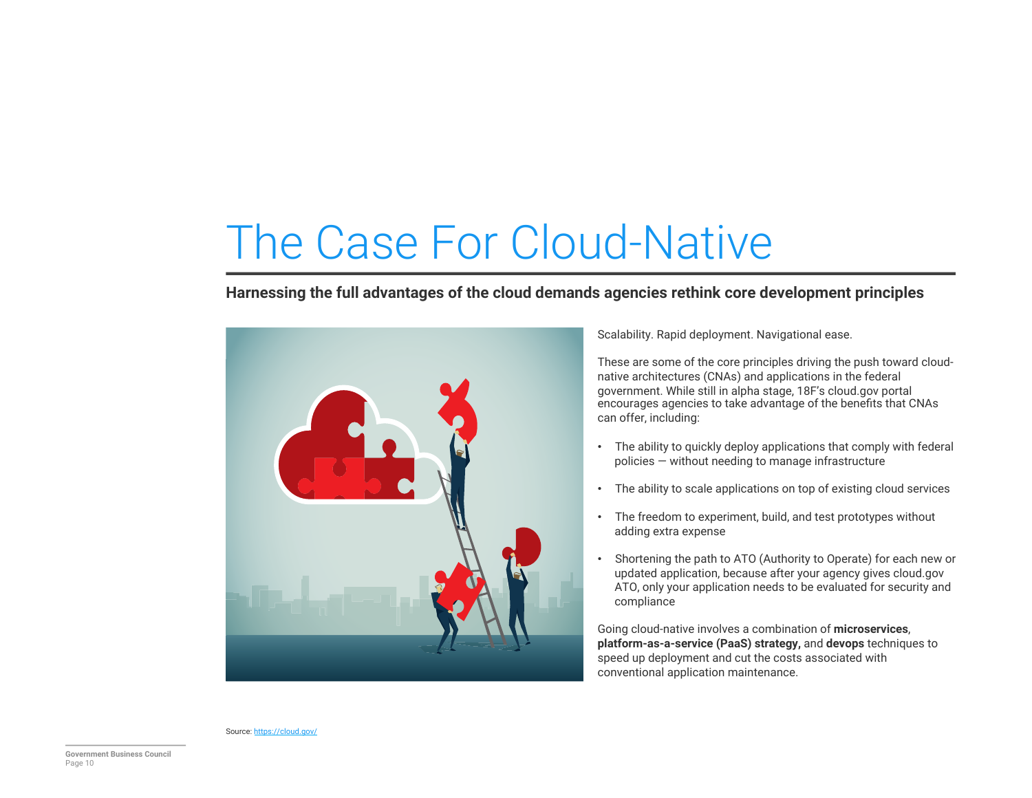# The Case For Cloud-Native

**Harnessing the full advantages of the cloud demands agencies rethink core development principles**

Scalability. Rapid deployment. Navigational ease.

These are some of the core principles driving the push toward cloud-native architectures (CNAs) and applications in the federal government. While still in alpha stage, 18F's cloud.gov portal encourages agencies to take advantage of the benefits that CNAs can offer, including:

- The ability to quickly deploy applications that comply with federal policies — without needing to manage infrastructure
- The ability to scale applications on top of existing cloud services
- The freedom to experiment, build, and test prototypes without adding extra expense
- Shortening the path to ATO (Authority to Operate) for each new or updated application, because after your agency gives cloud.gov ATO, only your application needs to be evaluated for security and compliance

Going cloud-native involves a combination of **microservices**, **platform-as-a-service (PaaS) strategy,** and **devops** techniques to speed up deployment and cut the costs associated with conventional application maintenance.

Source: https://cloud.gov/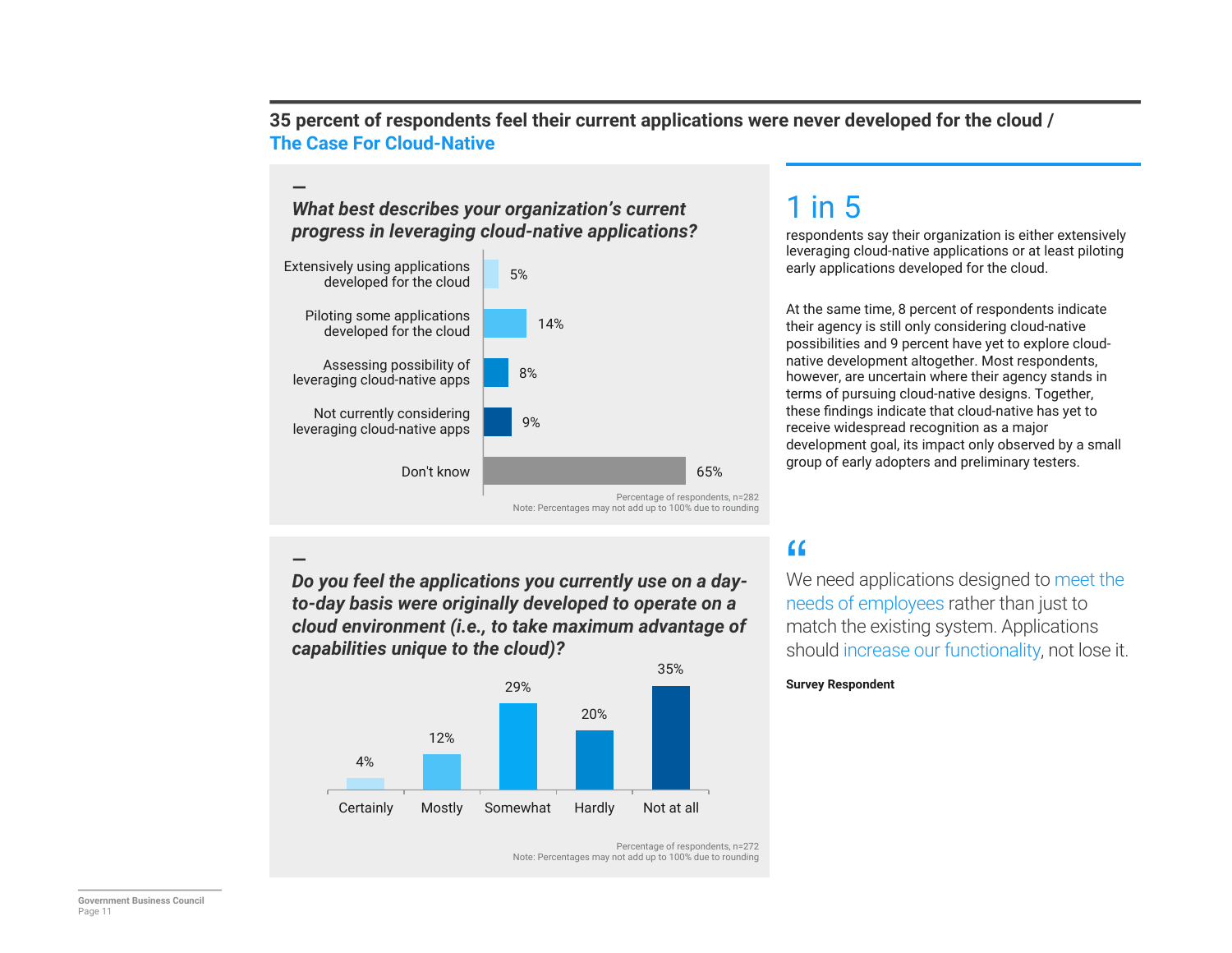## 35 percent of respondents feel their current applications were never developed for the cloud / The Case For Cloud-Native

### *What best describes your organization's current progress in leveraging cloud-native applications?*

| Response | Percentage |
| --- | --- |
| Extensively using applications developed for the cloud | 5% |
| Piloting some applications developed for the cloud | 14% |
| Assessing possibility of leveraging cloud-native apps | 8% |
| Not currently considering leveraging cloud-native apps | 9% |
| Don't know | 65% |

Percentage of respondents, n=282
Note: Percentages may not add up to 100% due to rounding

### *Do you feel the applications you currently use on a day-to-day basis were originally developed to operate on a cloud environment (i.e., to take maximum advantage of capabilities unique to the cloud)?*

| Certainly | Mostly | Somewhat | Hardly | Not at all |
| --- | --- | --- | --- | --- |
| 4% | 12% | 29% | 20% | 35% |

Percentage of respondents, n=272
Note: Percentages may not add up to 100% due to rounding

## 1 in 5

respondents say their organization is either extensively leveraging cloud-native applications or at least piloting early applications developed for the cloud.

At the same time, 8 percent of respondents indicate their agency is still only considering cloud-native possibilities and 9 percent have yet to explore cloud-native development altogether. Most respondents, however, are uncertain where their agency stands in terms of pursuing cloud-native designs. Together, these findings indicate that cloud-native has yet to receive widespread recognition as a major development goal, its impact only observed by a small group of early adopters and preliminary testers.

> "We need applications designed to meet the needs of employees rather than just to match the existing system. Applications should increase our functionality, not lose it.
>
> **Survey Respondent**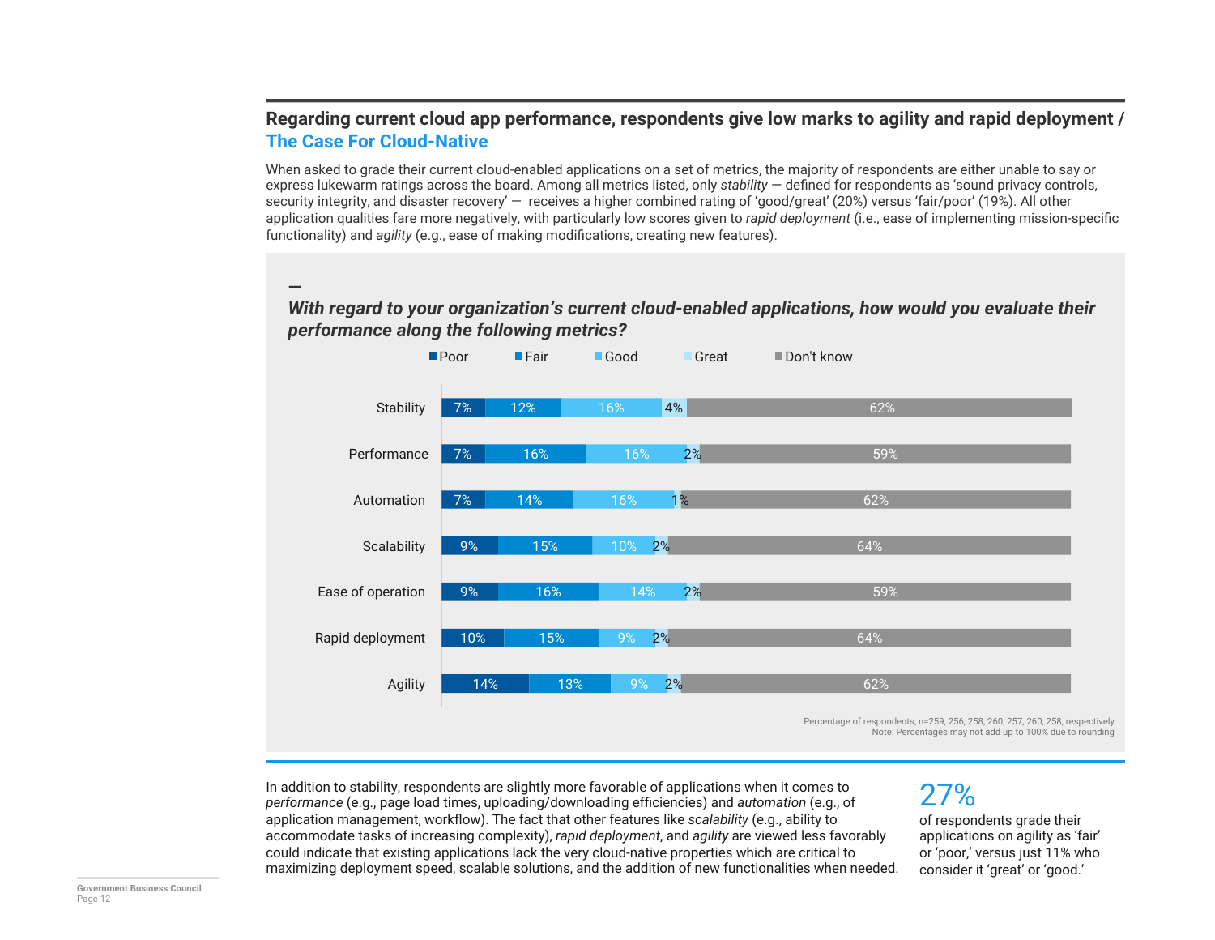## Regarding current cloud app performance, respondents give low marks to agility and rapid deployment / The Case For Cloud-Native

When asked to grade their current cloud-enabled applications on a set of metrics, the majority of respondents are either unable to say or express lukewarm ratings across the board. Among all metrics listed, only *stability* — defined for respondents as 'sound privacy controls, security integrity, and disaster recovery' — receives a higher combined rating of 'good/great' (20%) versus 'fair/poor' (19%). All other application qualities fare more negatively, with particularly low scores given to *rapid deployment* (i.e., ease of implementing mission-specific functionality) and *agility* (e.g., ease of making modifications, creating new features).

***With regard to your organization's current cloud-enabled applications, how would you evaluate their performance along the following metrics?***

| Metric | Poor | Fair | Good | Great | Don't know |
|---|---|---|---|---|---|
| Stability | 7% | 12% | 16% | 4% | 62% |
| Performance | 7% | 16% | 16% | 2% | 59% |
| Automation | 7% | 14% | 16% | 1% | 62% |
| Scalability | 9% | 15% | 10% | 2% | 64% |
| Ease of operation | 9% | 16% | 14% | 2% | 59% |
| Rapid deployment | 10% | 15% | 9% | 2% | 64% |
| Agility | 14% | 13% | 9% | 2% | 62% |

Percentage of respondents, n=259, 256, 258, 260, 257, 260, 258, respectively
Note: Percentages may not add up to 100% due to rounding

In addition to stability, respondents are slightly more favorable of applications when it comes to *performance* (e.g., page load times, uploading/downloading efficiencies) and *automation* (e.g., of application management, workflow). The fact that other features like *scalability* (e.g., ability to accommodate tasks of increasing complexity), *rapid deployment*, and *agility* are viewed less favorably could indicate that existing applications lack the very cloud-native properties which are critical to maximizing deployment speed, scalable solutions, and the addition of new functionalities when needed.

**27%**
of respondents grade their applications on agility as 'fair' or 'poor,' versus just 11% who consider it 'great' or 'good.'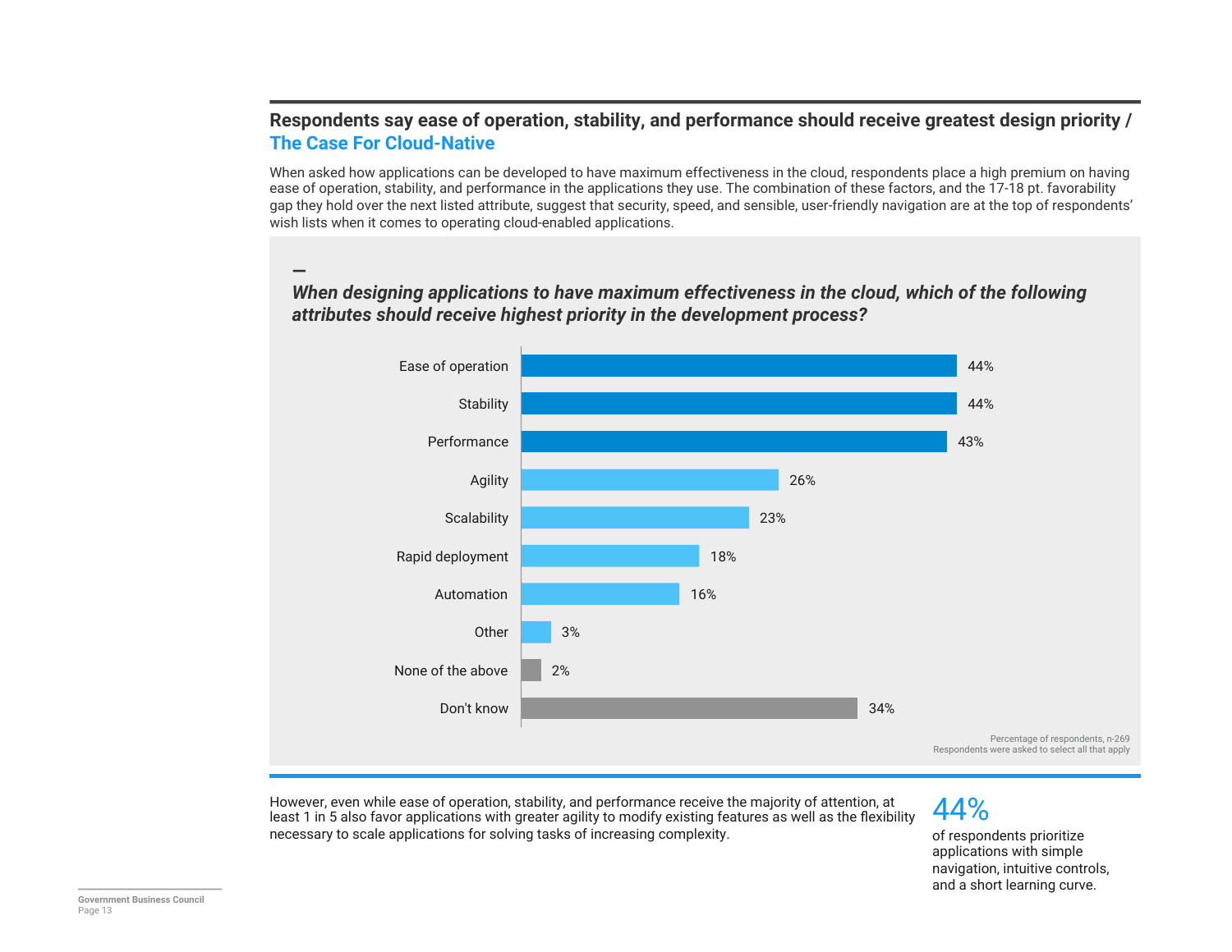## Respondents say ease of operation, stability, and performance should receive greatest design priority / The Case For Cloud-Native

When asked how applications can be developed to have maximum effectiveness in the cloud, respondents place a high premium on having ease of operation, stability, and performance in the applications they use. The combination of these factors, and the 17-18 pt. favorability gap they hold over the next listed attribute, suggest that security, speed, and sensible, user-friendly navigation are at the top of respondents' wish lists when it comes to operating cloud-enabled applications.

***When designing applications to have maximum effectiveness in the cloud, which of the following attributes should receive highest priority in the development process?***

| Attribute | Percentage |
| --- | --- |
| Ease of operation | 44% |
| Stability | 44% |
| Performance | 43% |
| Agility | 26% |
| Scalability | 23% |
| Rapid deployment | 18% |
| Automation | 16% |
| Other | 3% |
| None of the above | 2% |
| Don't know | 34% |

Percentage of respondents, n-269
Respondents were asked to select all that apply

However, even while ease of operation, stability, and performance receive the majority of attention, at least 1 in 5 also favor applications with greater agility to modify existing features as well as the flexibility necessary to scale applications for solving tasks of increasing complexity.

**44%** of respondents prioritize applications with simple navigation, intuitive controls, and a short learning curve.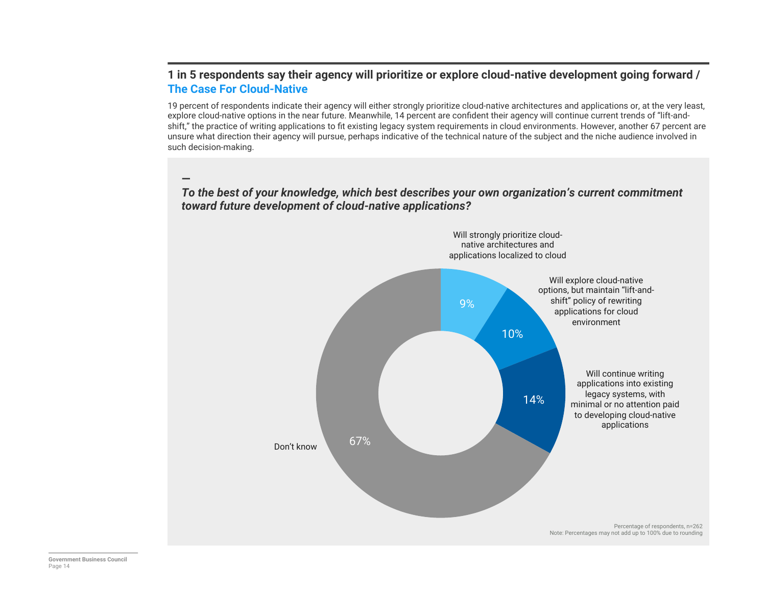## 1 in 5 respondents say their agency will prioritize or explore cloud-native development going forward / The Case For Cloud-Native

19 percent of respondents indicate their agency will either strongly prioritize cloud-native architectures and applications or, at the very least, explore cloud-native options in the near future. Meanwhile, 14 percent are confident their agency will continue current trends of "lift-and-shift," the practice of writing applications to fit existing legacy system requirements in cloud environments. However, another 67 percent are unsure what direction their agency will pursue, perhaps indicative of the technical nature of the subject and the niche audience involved in such decision-making.

—

***To the best of your knowledge, which best describes your own organization's current commitment toward future development of cloud-native applications?***

| Response | Percentage |
| --- | --- |
| Will strongly prioritize cloud-native architectures and applications localized to cloud | 9% |
| Will explore cloud-native options, but maintain "lift-and-shift" policy of rewriting applications for cloud environment | 10% |
| Will continue writing applications into existing legacy systems, with minimal or no attention paid to developing cloud-native applications | 14% |
| Don't know | 67% |

Percentage of respondents, n=262

Note: Percentages may not add up to 100% due to rounding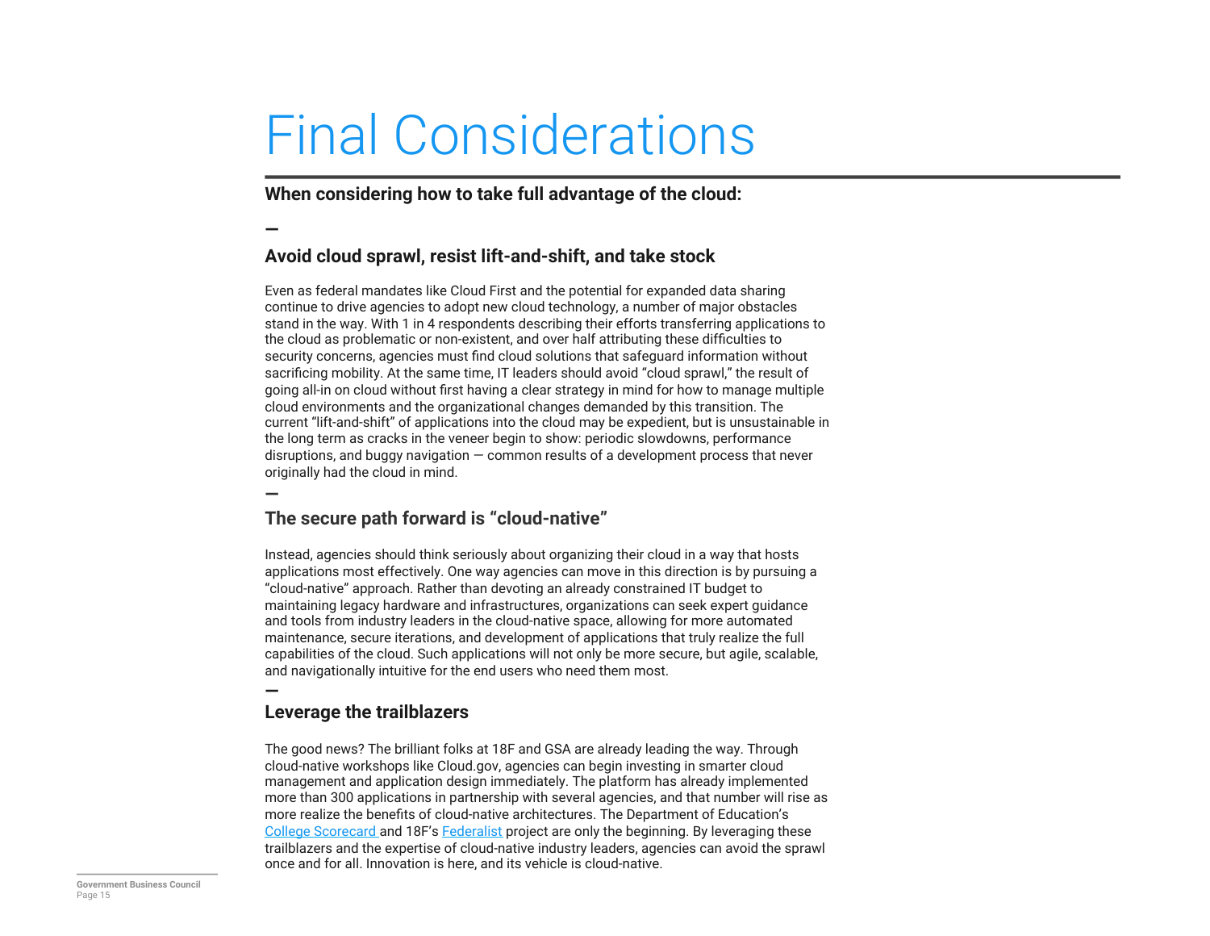# Final Considerations

**When considering how to take full advantage of the cloud:**

—

## Avoid cloud sprawl, resist lift-and-shift, and take stock

Even as federal mandates like Cloud First and the potential for expanded data sharing continue to drive agencies to adopt new cloud technology, a number of major obstacles stand in the way. With 1 in 4 respondents describing their efforts transferring applications to the cloud as problematic or non-existent, and over half attributing these difficulties to security concerns, agencies must find cloud solutions that safeguard information without sacrificing mobility. At the same time, IT leaders should avoid "cloud sprawl," the result of going all-in on cloud without first having a clear strategy in mind for how to manage multiple cloud environments and the organizational changes demanded by this transition. The current "lift-and-shift" of applications into the cloud may be expedient, but is unsustainable in the long term as cracks in the veneer begin to show: periodic slowdowns, performance disruptions, and buggy navigation — common results of a development process that never originally had the cloud in mind.

—

## The secure path forward is "cloud-native"

Instead, agencies should think seriously about organizing their cloud in a way that hosts applications most effectively. One way agencies can move in this direction is by pursuing a "cloud-native" approach. Rather than devoting an already constrained IT budget to maintaining legacy hardware and infrastructures, organizations can seek expert guidance and tools from industry leaders in the cloud-native space, allowing for more automated maintenance, secure iterations, and development of applications that truly realize the full capabilities of the cloud. Such applications will not only be more secure, but agile, scalable, and navigationally intuitive for the end users who need them most.

—

## Leverage the trailblazers

The good news? The brilliant folks at 18F and GSA are already leading the way. Through cloud-native workshops like Cloud.gov, agencies can begin investing in smarter cloud management and application design immediately. The platform has already implemented more than 300 applications in partnership with several agencies, and that number will rise as more realize the benefits of cloud-native architectures. The Department of Education's College Scorecard and 18F's Federalist project are only the beginning. By leveraging these trailblazers and the expertise of cloud-native industry leaders, agencies can avoid the sprawl once and for all. Innovation is here, and its vehicle is cloud-native.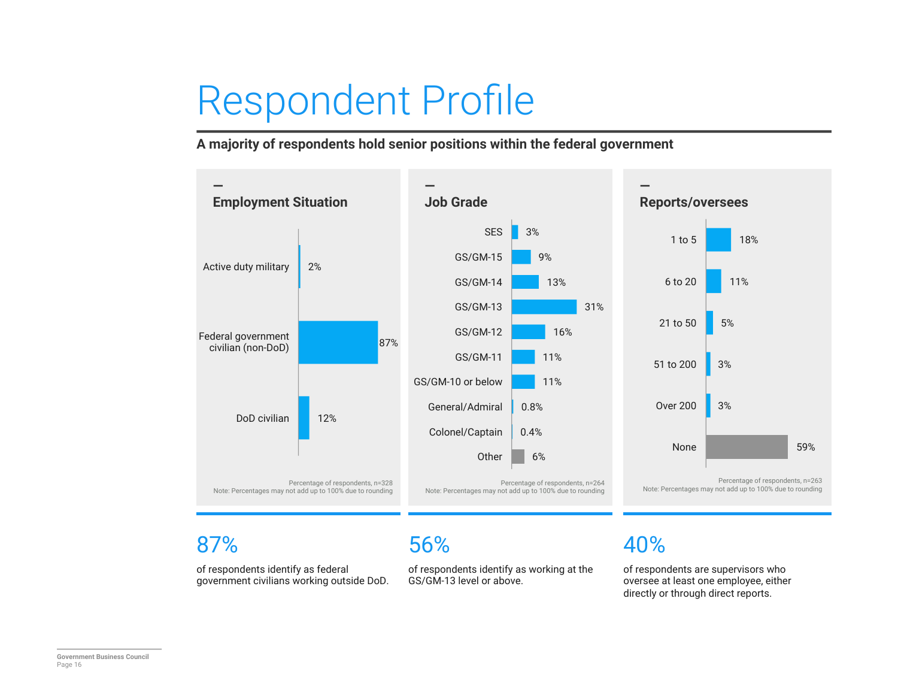# Respondent Profile

**A majority of respondents hold senior positions within the federal government**

### Employment Situation

| Employment Situation | Percentage |
|---|---|
| Active duty military | 2% |
| Federal government civilian (non-DoD) | 87% |
| DoD civilian | 12% |

Percentage of respondents, n=328
Note: Percentages may not add up to 100% due to rounding

### Job Grade

| Job Grade | Percentage |
|---|---|
| SES | 3% |
| GS/GM-15 | 9% |
| GS/GM-14 | 13% |
| GS/GM-13 | 31% |
| GS/GM-12 | 16% |
| GS/GM-11 | 11% |
| GS/GM-10 or below | 11% |
| General/Admiral | 0.8% |
| Colonel/Captain | 0.4% |
| Other | 6% |

Percentage of respondents, n=264
Note: Percentages may not add up to 100% due to rounding

### Reports/oversees

| Reports/oversees | Percentage |
|---|---|
| 1 to 5 | 18% |
| 6 to 20 | 11% |
| 21 to 50 | 5% |
| 51 to 200 | 3% |
| Over 200 | 3% |
| None | 59% |

Percentage of respondents, n=263
Note: Percentages may not add up to 100% due to rounding

**87%**

of respondents identify as federal government civilians working outside DoD.

**56%**

of respondents identify as working at the GS/GM-13 level or above.

**40%**

of respondents are supervisors who oversee at least one employee, either directly or through direct reports.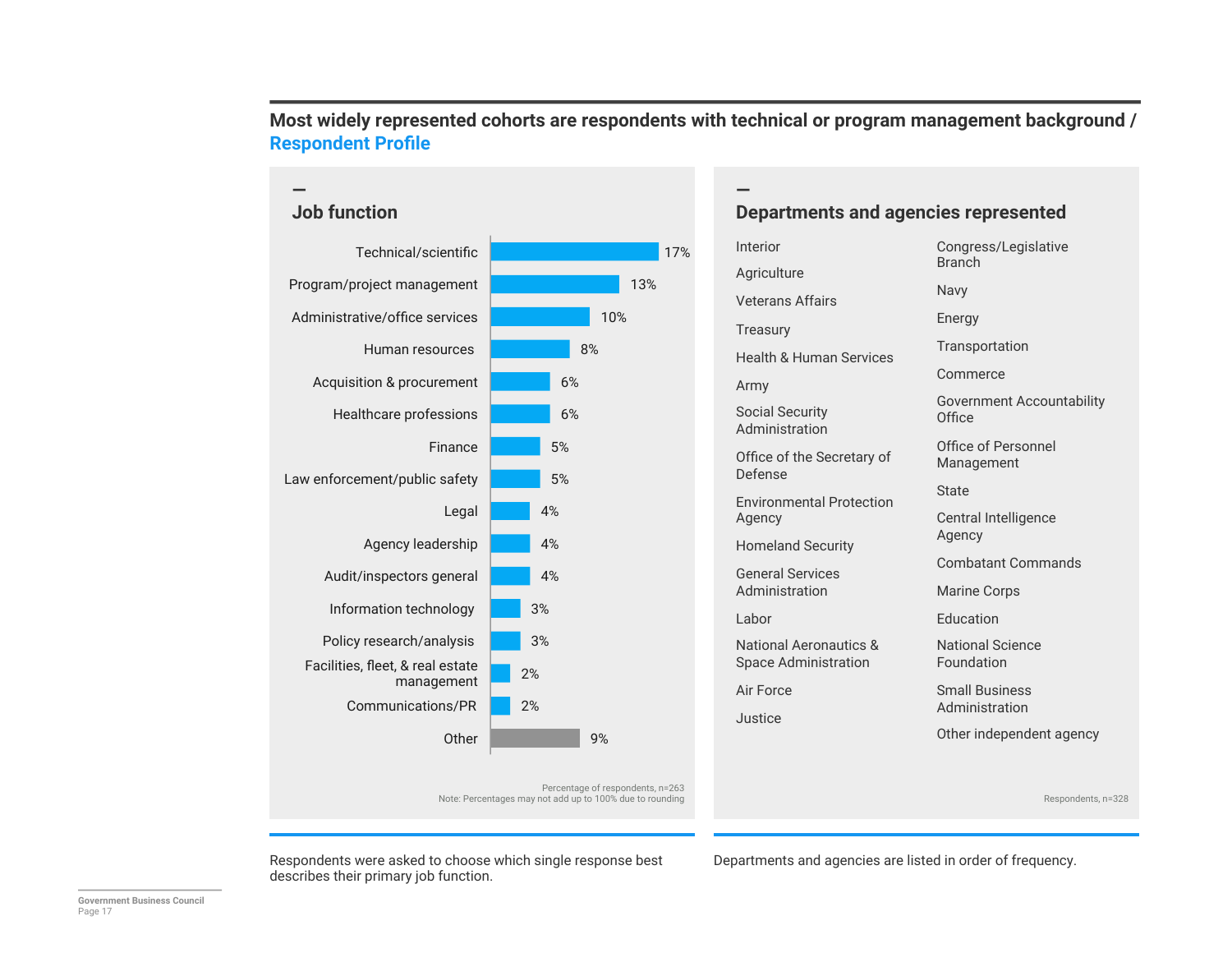# Most widely represented cohorts are respondents with technical or program management background / Respondent Profile

## Job function

| Job function | Percentage |
| --- | --- |
| Technical/scientific | 17% |
| Program/project management | 13% |
| Administrative/office services | 10% |
| Human resources | 8% |
| Acquisition & procurement | 6% |
| Healthcare professions | 6% |
| Finance | 5% |
| Law enforcement/public safety | 5% |
| Legal | 4% |
| Agency leadership | 4% |
| Audit/inspectors general | 4% |
| Information technology | 3% |
| Policy research/analysis | 3% |
| Facilities, fleet, & real estate management | 2% |
| Communications/PR | 2% |
| Other | 9% |

Percentage of respondents, n=263
Note: Percentages may not add up to 100% due to rounding

Respondents were asked to choose which single response best describes their primary job function.

## Departments and agencies represented

- Interior
- Agriculture
- Veterans Affairs
- Treasury
- Health & Human Services
- Army
- Social Security Administration
- Office of the Secretary of Defense
- Environmental Protection Agency
- Homeland Security
- General Services Administration
- Labor
- National Aeronautics & Space Administration
- Air Force
- Justice
- Congress/Legislative Branch
- Navy
- Energy
- Transportation
- Commerce
- Government Accountability Office
- Office of Personnel Management
- State
- Central Intelligence Agency
- Combatant Commands
- Marine Corps
- Education
- National Science Foundation
- Small Business Administration
- Other independent agency

Respondents, n=328

Departments and agencies are listed in order of frequency.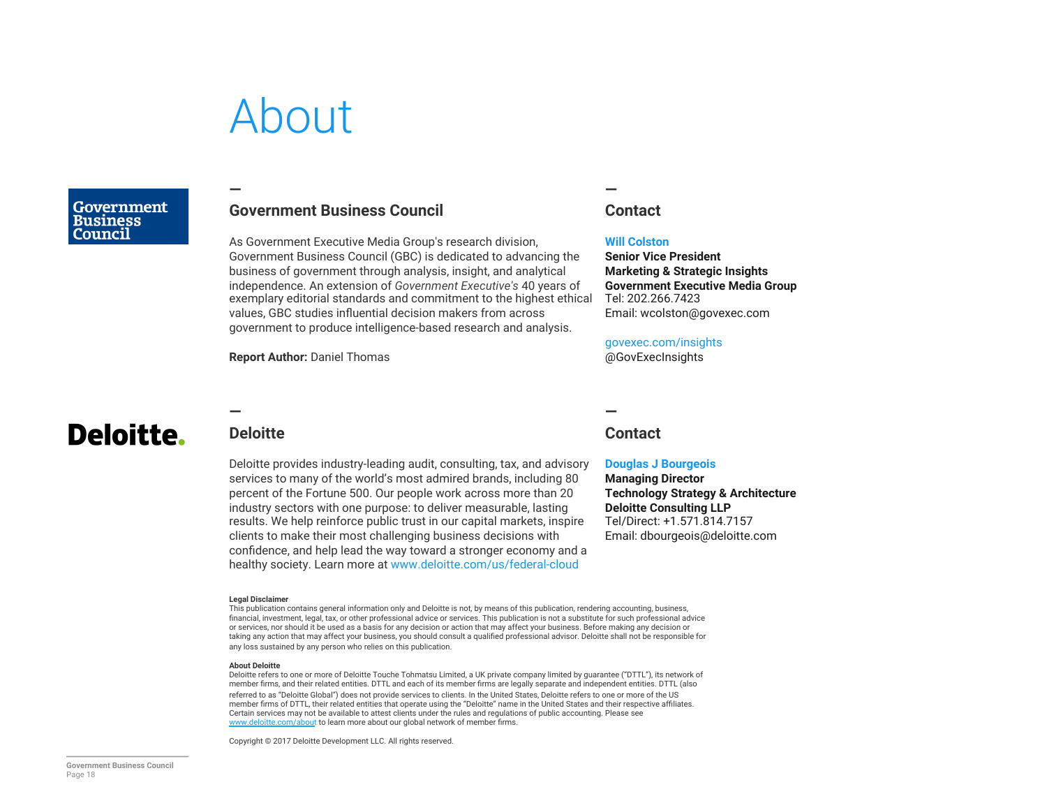# About

## Government Business Council

As Government Executive Media Group's research division, Government Business Council (GBC) is dedicated to advancing the business of government through analysis, insight, and analytical independence. An extension of *Government Executive's* 40 years of exemplary editorial standards and commitment to the highest ethical values, GBC studies influential decision makers from across government to produce intelligence-based research and analysis.

**Report Author:** Daniel Thomas

## Contact

**Will Colston**
**Senior Vice President**
**Marketing & Strategic Insights**
**Government Executive Media Group**
Tel: 202.266.7423
Email: wcolston@govexec.com

govexec.com/insights
@GovExecInsights

## Deloitte

Deloitte provides industry-leading audit, consulting, tax, and advisory services to many of the world's most admired brands, including 80 percent of the Fortune 500. Our people work across more than 20 industry sectors with one purpose: to deliver measurable, lasting results. We help reinforce public trust in our capital markets, inspire clients to make their most challenging business decisions with confidence, and help lead the way toward a stronger economy and a healthy society. Learn more at www.deloitte.com/us/federal-cloud

## Contact

**Douglas J Bourgeois**
**Managing Director**
**Technology Strategy & Architecture**
**Deloitte Consulting LLP**
Tel/Direct: +1.571.814.7157
Email: dbourgeois@deloitte.com

**Legal Disclaimer**
This publication contains general information only and Deloitte is not, by means of this publication, rendering accounting, business, financial, investment, legal, tax, or other professional advice or services. This publication is not a substitute for such professional advice or services, nor should it be used as a basis for any decision or action that may affect your business. Before making any decision or taking any action that may affect your business, you should consult a qualified professional advisor. Deloitte shall not be responsible for any loss sustained by any person who relies on this publication.

**About Deloitte**
Deloitte refers to one or more of Deloitte Touche Tohmatsu Limited, a UK private company limited by guarantee ("DTTL"), its network of member firms, and their related entities. DTTL and each of its member firms are legally separate and independent entities. DTTL (also referred to as "Deloitte Global") does not provide services to clients. In the United States, Deloitte refers to one or more of the US member firms of DTTL, their related entities that operate using the "Deloitte" name in the United States and their respective affiliates. Certain services may not be available to attest clients under the rules and regulations of public accounting. Please see www.deloitte.com/about to learn more about our global network of member firms.

Copyright © 2017 Deloitte Development LLC. All rights reserved.